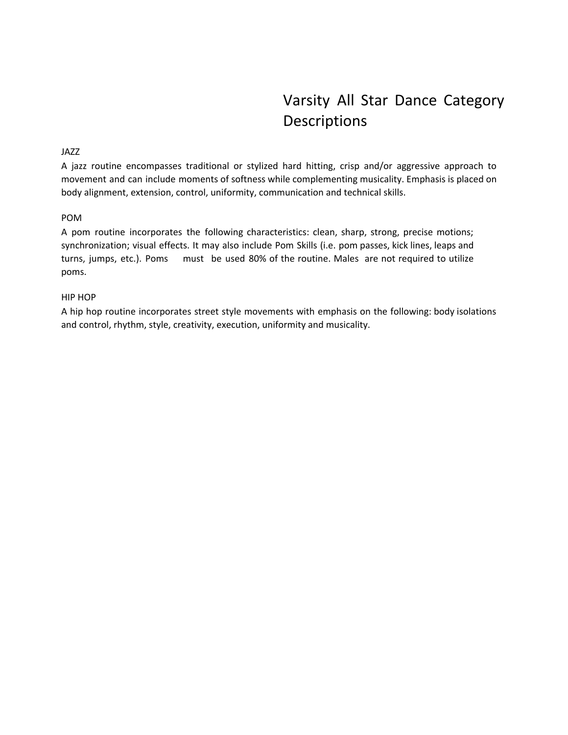# Varsity All Star Dance Category Descriptions

## JAZZ

A jazz routine encompasses traditional or stylized hard hitting, crisp and/or aggressive approach to movement and can include moments of softness while complementing musicality. Emphasis is placed on body alignment, extension, control, uniformity, communication and technical skills.

## POM

A pom routine incorporates the following characteristics: clean, sharp, strong, precise motions; synchronization; visual effects. It may also include Pom Skills (i.e. pom passes, kick lines, leaps and turns, jumps, etc.). Poms must be used 80% of the routine. Males are not required to utilize poms.

## HIP HOP

A hip hop routine incorporates street style movements with emphasis on the following: body isolations and control, rhythm, style, creativity, execution, uniformity and musicality.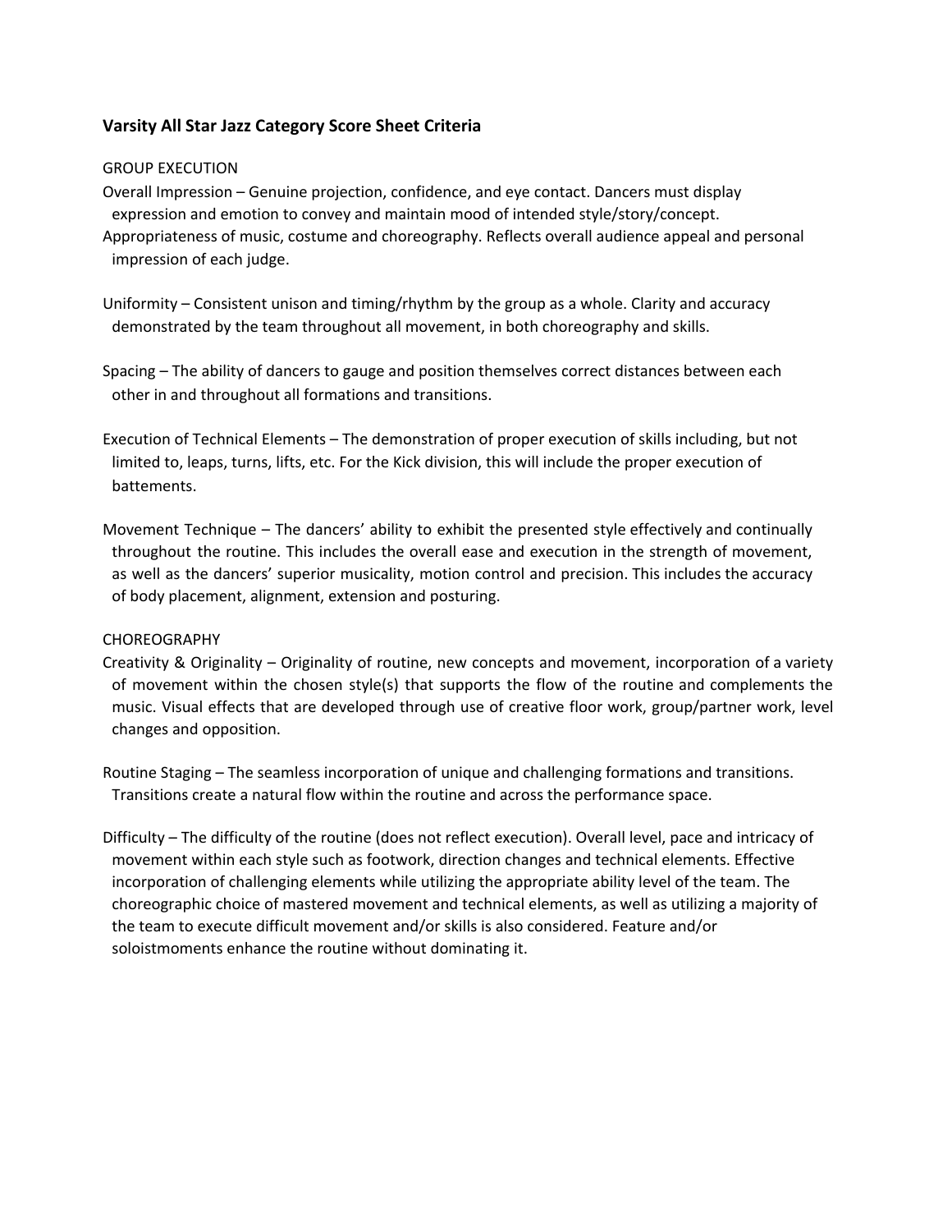## Varsity All Star Jazz Category Score Sheet Criteria

GROUP EXECUTION

Overall Impression – Genuine projection, confidence, and eye contact. Dancers must display expression and emotion to convey and maintain mood of intended style/story/concept. Appropriateness of music, costume and choreography. Reflects overall audience appeal and personal impression of each judge.

Uniformity – Consistent unison and timing/rhythm by the group as a whole. Clarity and accuracy demonstrated by the team throughout all movement, in both choreography and skills.

Spacing – The ability of dancers to gauge and position themselves correct distances between each other in and throughout all formations and transitions.

Execution of Technical Elements – The demonstration of proper execution of skills including, but not limited to, leaps, turns, lifts, etc. For the Kick division, this will include the proper execution of battements.

Movement Technique – The dancers' ability to exhibit the presented style effectively and continually throughout the routine. This includes the overall ease and execution in the strength of movement, as well as the dancers' superior musicality, motion control and precision. This includes the accuracy of body placement, alignment, extension and posturing.

CHOREOGRAPHY

Creativity & Originality – Originality of routine, new concepts and movement, incorporation of a variety of movement within the chosen style(s) that supports the flow of the routine and complements the music. Visual effects that are developed through use of creative floor work, group/partner work, level changes and opposition.

Routine Staging – The seamless incorporation of unique and challenging formations and transitions. Transitions create a natural flow within the routine and across the performance space.

Difficulty – The difficulty of the routine (does not reflect execution). Overall level, pace and intricacy of movement within each style such as footwork, direction changes and technical elements. Effective incorporation of challenging elements while utilizing the appropriate ability level of the team. The choreographic choice of mastered movement and technical elements, as well as utilizing a majority of the team to execute difficult movement and/or skills is also considered. Feature and/or soloistmoments enhance the routine without dominating it.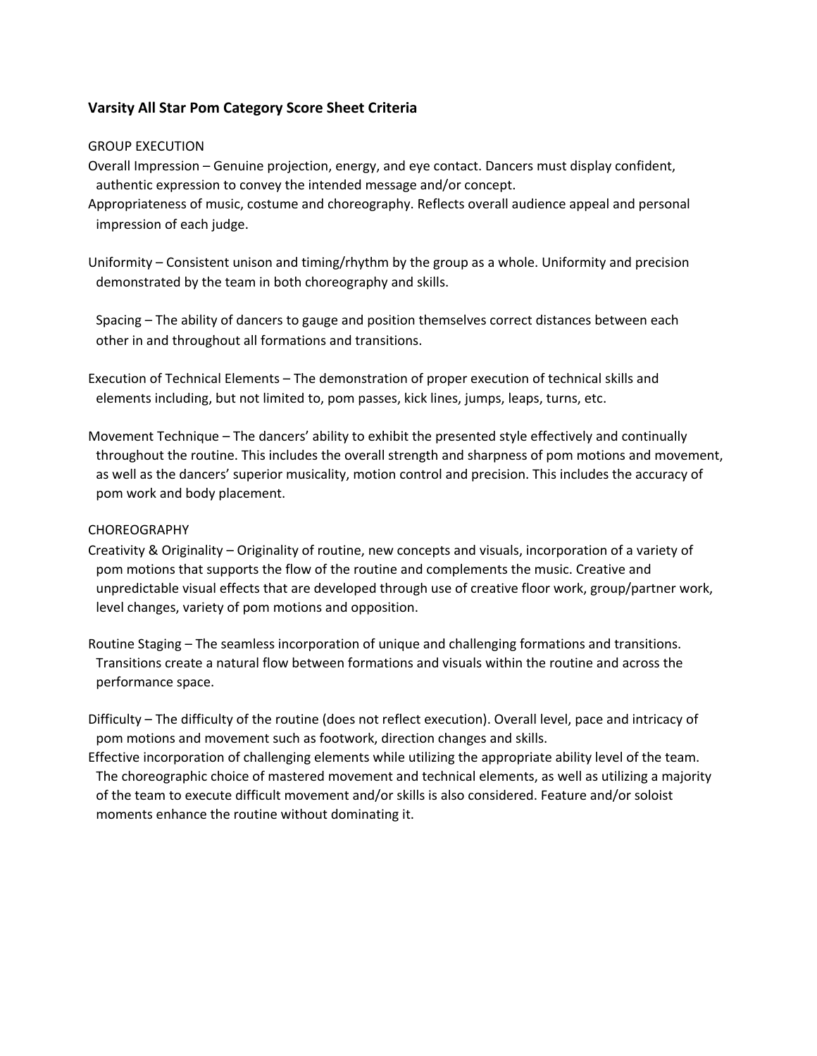## Varsity All Star Pom Category Score Sheet Criteria

GROUP EXECUTION

Overall Impression – Genuine projection, energy, and eye contact. Dancers must display confident, authentic expression to convey the intended message and/or concept.

Appropriateness of music, costume and choreography. Reflects overall audience appeal and personal impression of each judge.

Uniformity – Consistent unison and timing/rhythm by the group as a whole. Uniformity and precision demonstrated by the team in both choreography and skills.

Spacing – The ability of dancers to gauge and position themselves correct distances between each other in and throughout all formations and transitions.

Execution of Technical Elements – The demonstration of proper execution of technical skills and elements including, but not limited to, pom passes, kick lines, jumps, leaps, turns, etc.

Movement Technique – The dancers' ability to exhibit the presented style effectively and continually throughout the routine. This includes the overall strength and sharpness of pom motions and movement, as well as the dancers' superior musicality, motion control and precision. This includes the accuracy of pom work and body placement.

CHOREOGRAPHY

Creativity & Originality – Originality of routine, new concepts and visuals, incorporation of a variety of pom motions that supports the flow of the routine and complements the music. Creative and unpredictable visual effects that are developed through use of creative floor work, group/partner work, level changes, variety of pom motions and opposition.

Routine Staging – The seamless incorporation of unique and challenging formations and transitions. Transitions create a natural flow between formations and visuals within the routine and across the performance space.

Difficulty – The difficulty of the routine (does not reflect execution). Overall level, pace and intricacy of pom motions and movement such as footwork, direction changes and skills.

Effective incorporation of challenging elements while utilizing the appropriate ability level of the team. The choreographic choice of mastered movement and technical elements, as well as utilizing a majority of the team to execute difficult movement and/or skills is also considered. Feature and/or soloist moments enhance the routine without dominating it.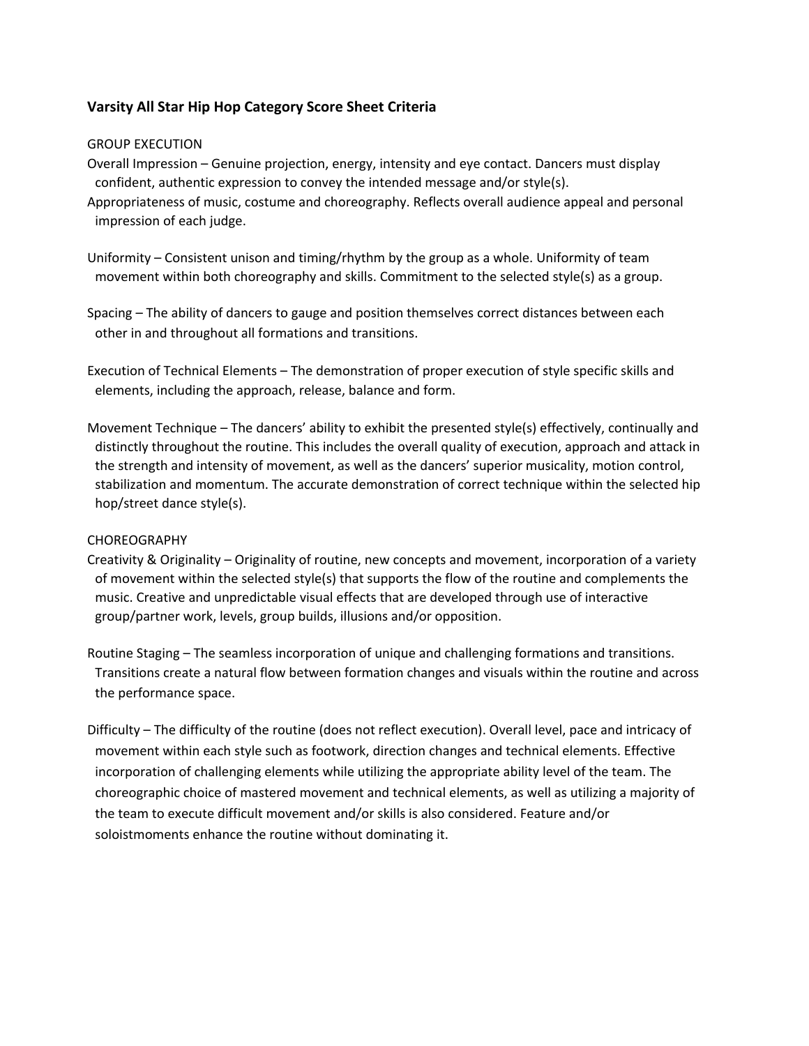## Varsity All Star Hip Hop Category Score Sheet Criteria

### GROUP EXECUTION

Overall Impression – Genuine projection, energy, intensity and eye contact. Dancers must display confident, authentic expression to convey the intended message and/or style(s).
Appropriateness of music, costume and choreography. Reflects overall audience appeal and personal impression of each judge.

Uniformity – Consistent unison and timing/rhythm by the group as a whole. Uniformity of team movement within both choreography and skills. Commitment to the selected style(s) as a group.

Spacing – The ability of dancers to gauge and position themselves correct distances between each other in and throughout all formations and transitions.

Execution of Technical Elements – The demonstration of proper execution of style specific skills and elements, including the approach, release, balance and form.

Movement Technique – The dancers' ability to exhibit the presented style(s) effectively, continually and distinctly throughout the routine. This includes the overall quality of execution, approach and attack in the strength and intensity of movement, as well as the dancers' superior musicality, motion control, stabilization and momentum. The accurate demonstration of correct technique within the selected hip hop/street dance style(s).

### CHOREOGRAPHY

Creativity & Originality – Originality of routine, new concepts and movement, incorporation of a variety of movement within the selected style(s) that supports the flow of the routine and complements the music. Creative and unpredictable visual effects that are developed through use of interactive group/partner work, levels, group builds, illusions and/or opposition.

Routine Staging – The seamless incorporation of unique and challenging formations and transitions. Transitions create a natural flow between formation changes and visuals within the routine and across the performance space.

Difficulty – The difficulty of the routine (does not reflect execution). Overall level, pace and intricacy of movement within each style such as footwork, direction changes and technical elements. Effective incorporation of challenging elements while utilizing the appropriate ability level of the team. The choreographic choice of mastered movement and technical elements, as well as utilizing a majority of the team to execute difficult movement and/or skills is also considered. Feature and/or soloistmoments enhance the routine without dominating it.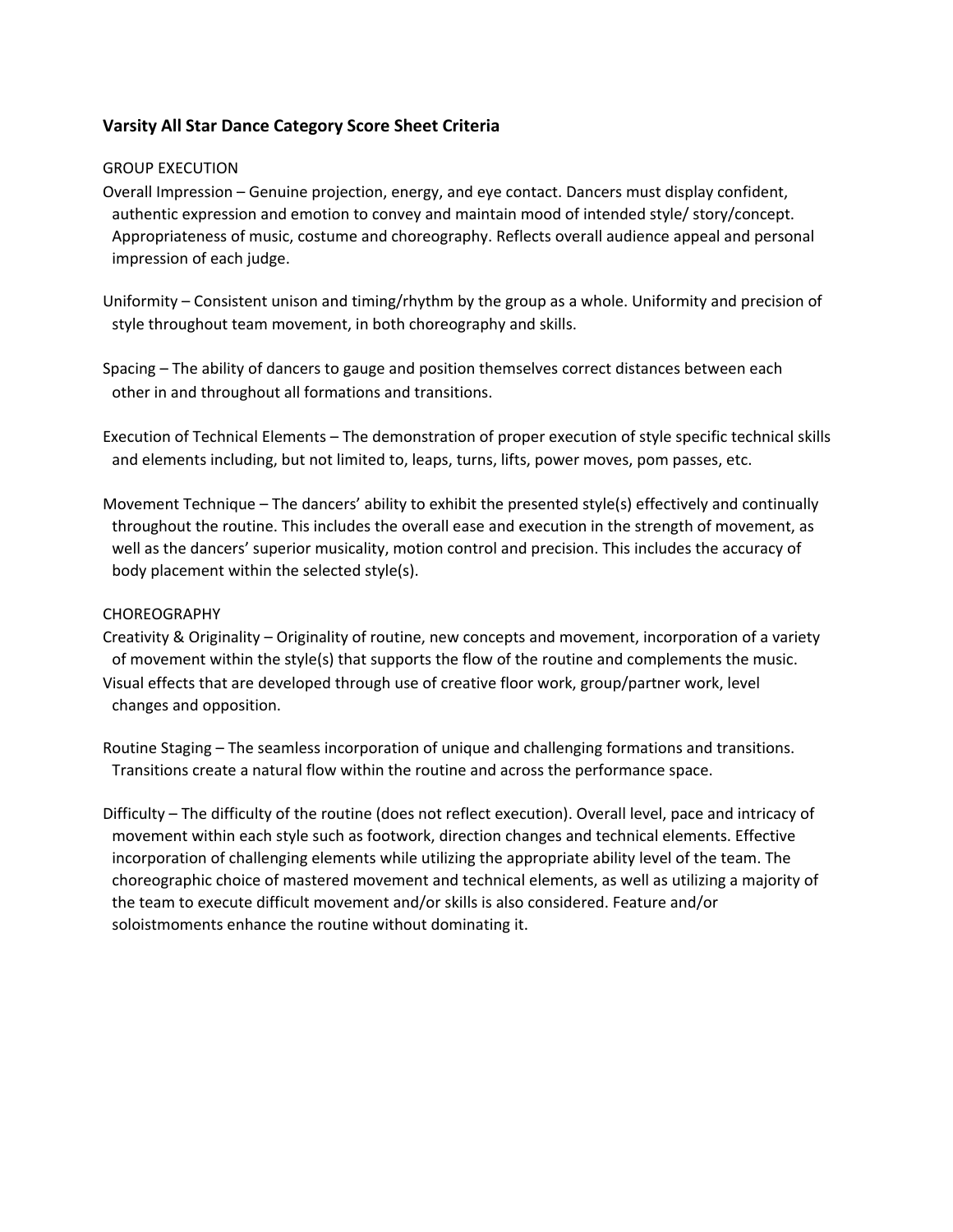### Varsity All Star Dance Category Score Sheet Criteria

GROUP EXECUTION

Overall Impression – Genuine projection, energy, and eye contact. Dancers must display confident, authentic expression and emotion to convey and maintain mood of intended style/ story/concept. Appropriateness of music, costume and choreography. Reflects overall audience appeal and personal impression of each judge.

Uniformity – Consistent unison and timing/rhythm by the group as a whole. Uniformity and precision of style throughout team movement, in both choreography and skills.

Spacing – The ability of dancers to gauge and position themselves correct distances between each other in and throughout all formations and transitions.

Execution of Technical Elements – The demonstration of proper execution of style specific technical skills and elements including, but not limited to, leaps, turns, lifts, power moves, pom passes, etc.

Movement Technique – The dancers' ability to exhibit the presented style(s) effectively and continually throughout the routine. This includes the overall ease and execution in the strength of movement, as well as the dancers' superior musicality, motion control and precision. This includes the accuracy of body placement within the selected style(s).

CHOREOGRAPHY

Creativity & Originality – Originality of routine, new concepts and movement, incorporation of a variety of movement within the style(s) that supports the flow of the routine and complements the music.
Visual effects that are developed through use of creative floor work, group/partner work, level changes and opposition.

Routine Staging – The seamless incorporation of unique and challenging formations and transitions. Transitions create a natural flow within the routine and across the performance space.

Difficulty – The difficulty of the routine (does not reflect execution). Overall level, pace and intricacy of movement within each style such as footwork, direction changes and technical elements. Effective incorporation of challenging elements while utilizing the appropriate ability level of the team. The choreographic choice of mastered movement and technical elements, as well as utilizing a majority of the team to execute difficult movement and/or skills is also considered. Feature and/or soloistmoments enhance the routine without dominating it.